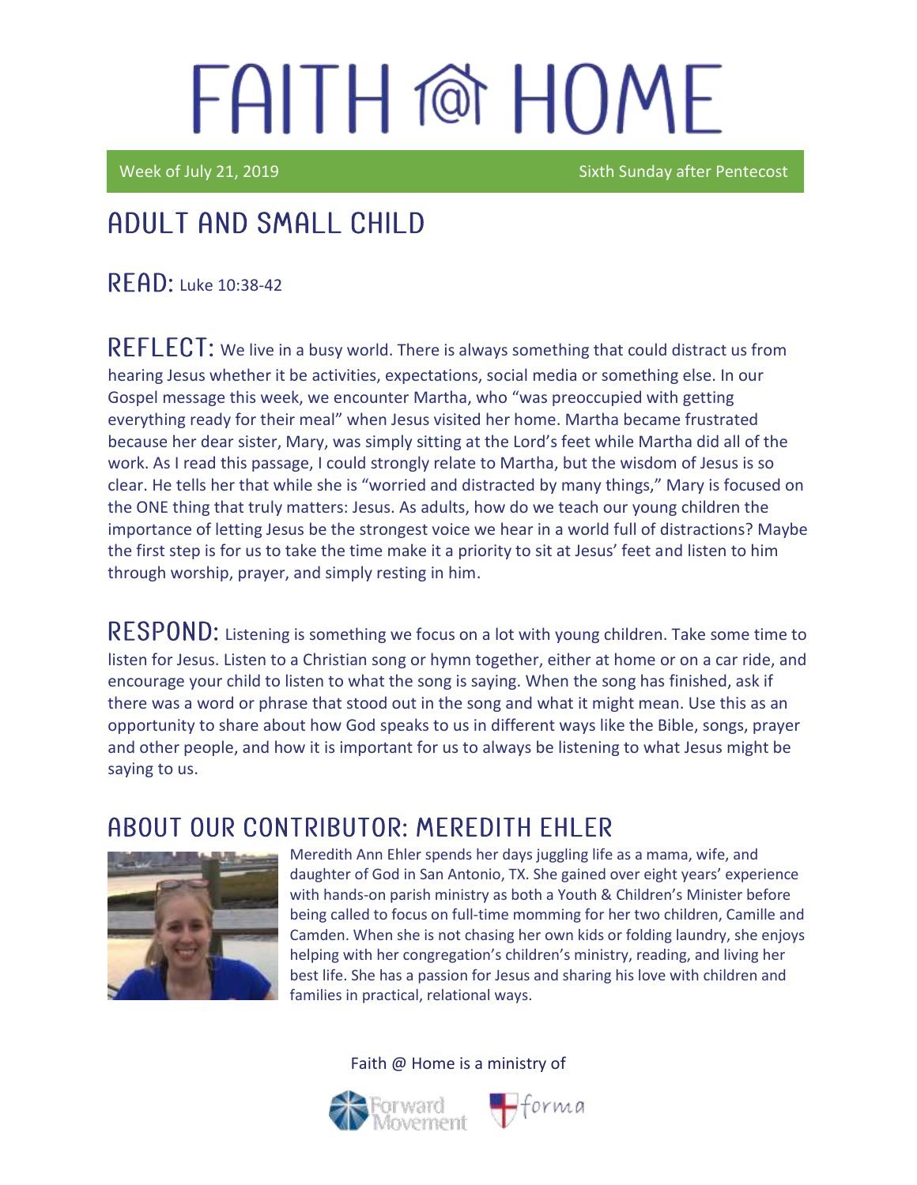# FAITH @ HOME

Week of July 21, 2019 — Sixth Sunday after Pentecost

## ADULT AND SMALL CHILD

**READ:** Luke 10:38-42

**REFLECT:** We live in a busy world. There is always something that could distract us from hearing Jesus whether it be activities, expectations, social media or something else. In our Gospel message this week, we encounter Martha, who "was preoccupied with getting everything ready for their meal" when Jesus visited her home. Martha became frustrated because her dear sister, Mary, was simply sitting at the Lord's feet while Martha did all of the work. As I read this passage, I could strongly relate to Martha, but the wisdom of Jesus is so clear. He tells her that while she is "worried and distracted by many things," Mary is focused on the ONE thing that truly matters: Jesus. As adults, how do we teach our young children the importance of letting Jesus be the strongest voice we hear in a world full of distractions? Maybe the first step is for us to take the time make it a priority to sit at Jesus' feet and listen to him through worship, prayer, and simply resting in him.

**RESPOND:** Listening is something we focus on a lot with young children. Take some time to listen for Jesus. Listen to a Christian song or hymn together, either at home or on a car ride, and encourage your child to listen to what the song is saying. When the song has finished, ask if there was a word or phrase that stood out in the song and what it might mean. Use this as an opportunity to share about how God speaks to us in different ways like the Bible, songs, prayer and other people, and how it is important for us to always be listening to what Jesus might be saying to us.

## ABOUT OUR CONTRIBUTOR: MEREDITH EHLER

Meredith Ann Ehler spends her days juggling life as a mama, wife, and daughter of God in San Antonio, TX. She gained over eight years' experience with hands-on parish ministry as both a Youth & Children's Minister before being called to focus on full-time momming for her two children, Camille and Camden. When she is not chasing her own kids or folding laundry, she enjoys helping with her congregation's children's ministry, reading, and living her best life. She has a passion for Jesus and sharing his love with children and families in practical, relational ways.

Faith @ Home is a ministry of Forward Movement and forma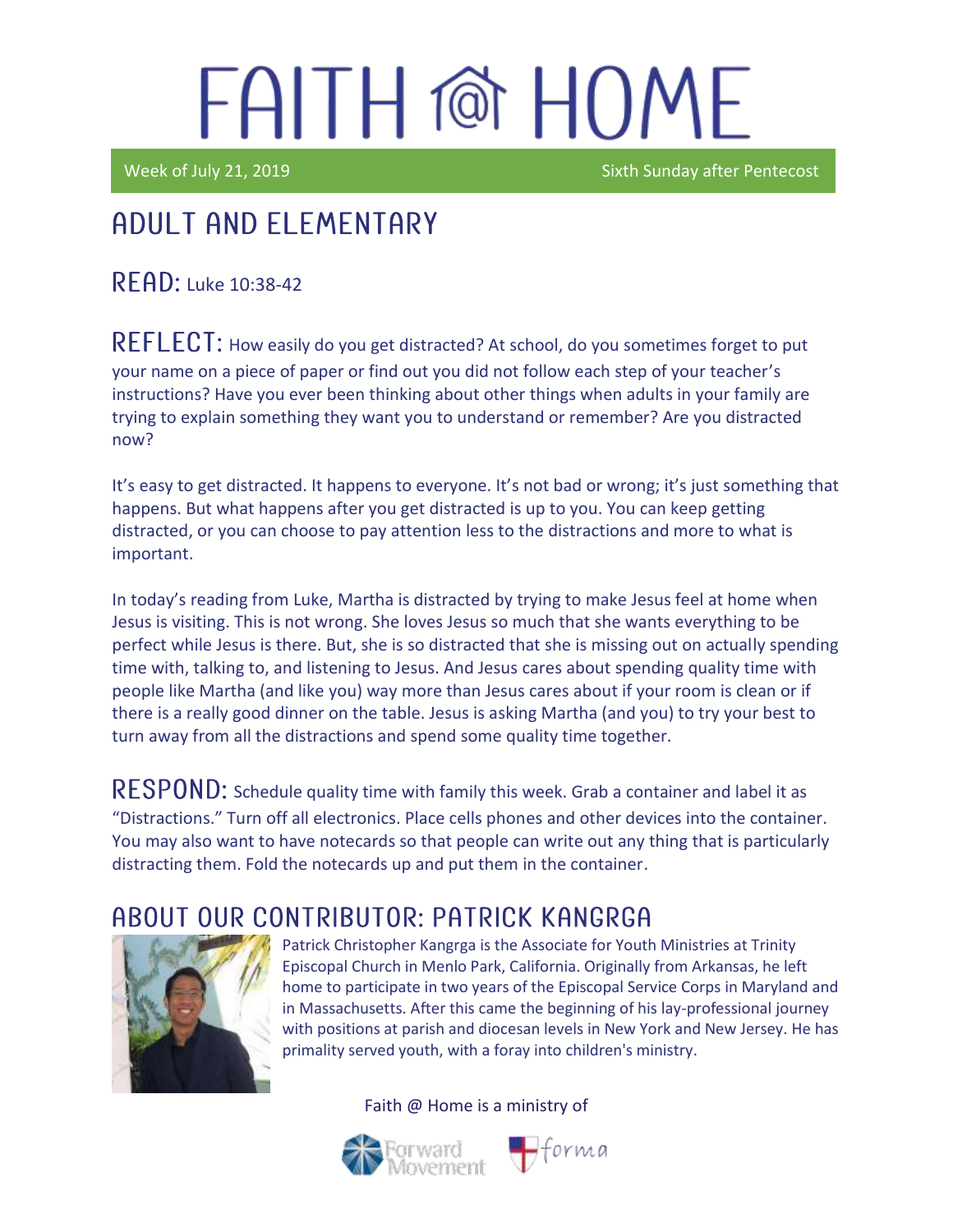# FAITH @ HOME

Week of July 21, 2019 Sixth Sunday after Pentecost

## ADULT AND ELEMENTARY

**READ:** Luke 10:38-42

**REFLECT:** How easily do you get distracted? At school, do you sometimes forget to put your name on a piece of paper or find out you did not follow each step of your teacher's instructions? Have you ever been thinking about other things when adults in your family are trying to explain something they want you to understand or remember? Are you distracted now?

It's easy to get distracted. It happens to everyone. It's not bad or wrong; it's just something that happens. But what happens after you get distracted is up to you. You can keep getting distracted, or you can choose to pay attention less to the distractions and more to what is important.

In today's reading from Luke, Martha is distracted by trying to make Jesus feel at home when Jesus is visiting. This is not wrong. She loves Jesus so much that she wants everything to be perfect while Jesus is there. But, she is so distracted that she is missing out on actually spending time with, talking to, and listening to Jesus. And Jesus cares about spending quality time with people like Martha (and like you) way more than Jesus cares about if your room is clean or if there is a really good dinner on the table. Jesus is asking Martha (and you) to try your best to turn away from all the distractions and spend some quality time together.

**RESPOND:** Schedule quality time with family this week. Grab a container and label it as "Distractions." Turn off all electronics. Place cells phones and other devices into the container. You may also want to have notecards so that people can write out any thing that is particularly distracting them. Fold the notecards up and put them in the container.

## ABOUT OUR CONTRIBUTOR: PATRICK KANGRGA

Patrick Christopher Kangrga is the Associate for Youth Ministries at Trinity Episcopal Church in Menlo Park, California. Originally from Arkansas, he left home to participate in two years of the Episcopal Service Corps in Maryland and in Massachusetts. After this came the beginning of his lay-professional journey with positions at parish and diocesan levels in New York and New Jersey. He has primality served youth, with a foray into children's ministry.

Faith @ Home is a ministry of Forward Movement and forma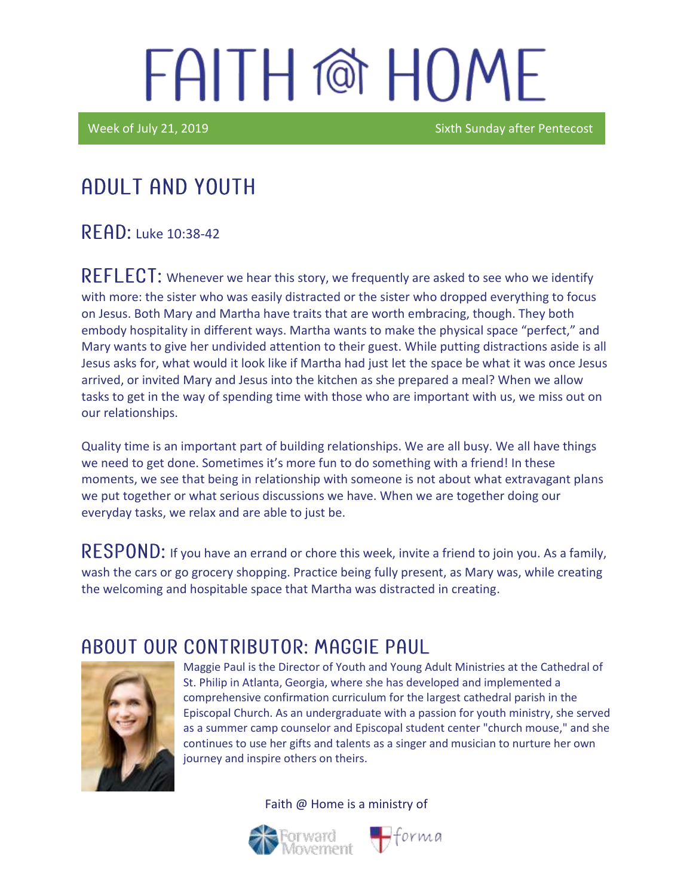# FAITH @ HOME

Week of July 21, 2019 | Sixth Sunday after Pentecost

## ADULT AND YOUTH

**READ:** Luke 10:38-42

**REFLECT:** Whenever we hear this story, we frequently are asked to see who we identify with more: the sister who was easily distracted or the sister who dropped everything to focus on Jesus. Both Mary and Martha have traits that are worth embracing, though. They both embody hospitality in different ways. Martha wants to make the physical space "perfect," and Mary wants to give her undivided attention to their guest. While putting distractions aside is all Jesus asks for, what would it look like if Martha had just let the space be what it was once Jesus arrived, or invited Mary and Jesus into the kitchen as she prepared a meal? When we allow tasks to get in the way of spending time with those who are important with us, we miss out on our relationships.

Quality time is an important part of building relationships. We are all busy. We all have things we need to get done. Sometimes it's more fun to do something with a friend! In these moments, we see that being in relationship with someone is not about what extravagant plans we put together or what serious discussions we have. When we are together doing our everyday tasks, we relax and are able to just be.

**RESPOND:** If you have an errand or chore this week, invite a friend to join you. As a family, wash the cars or go grocery shopping. Practice being fully present, as Mary was, while creating the welcoming and hospitable space that Martha was distracted in creating.

## ABOUT OUR CONTRIBUTOR: MAGGIE PAUL

Maggie Paul is the Director of Youth and Young Adult Ministries at the Cathedral of St. Philip in Atlanta, Georgia, where she has developed and implemented a comprehensive confirmation curriculum for the largest cathedral parish in the Episcopal Church. As an undergraduate with a passion for youth ministry, she served as a summer camp counselor and Episcopal student center "church mouse," and she continues to use her gifts and talents as a singer and musician to nurture her own journey and inspire others on theirs.

Faith @ Home is a ministry of

Forward Movement | forma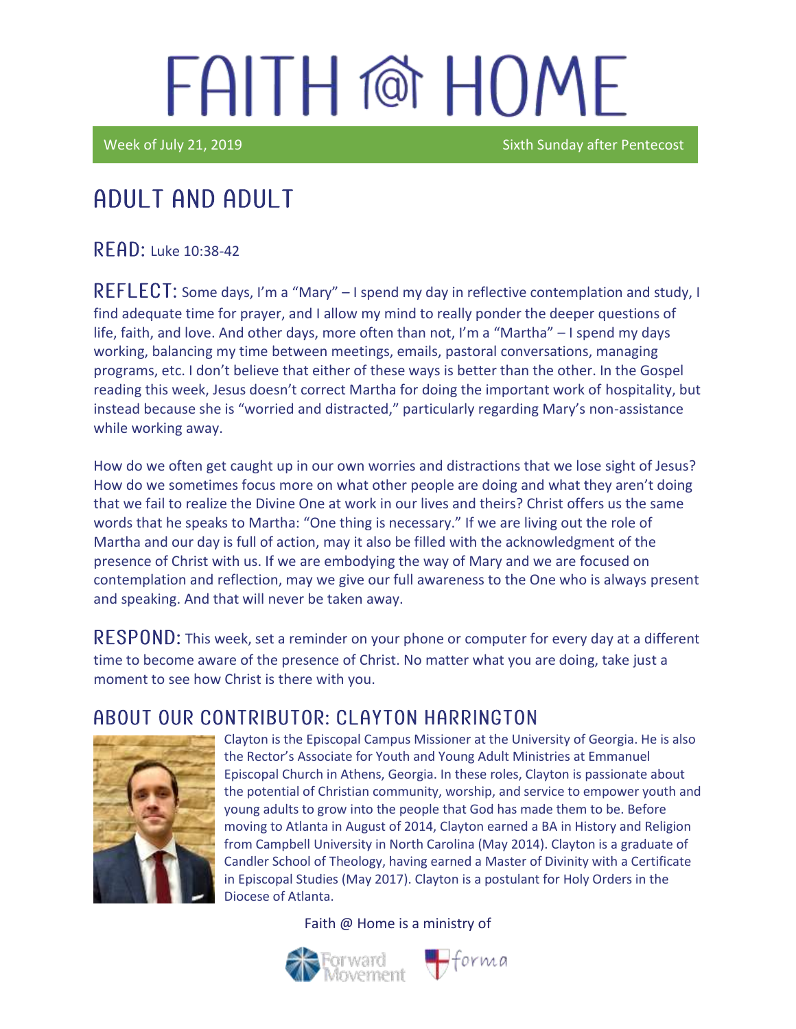# FAITH @ HOME

Week of July 21, 2019 Sixth Sunday after Pentecost

## ADULT AND ADULT

**READ:** Luke 10:38-42

**REFLECT:** Some days, I'm a "Mary" – I spend my day in reflective contemplation and study, I find adequate time for prayer, and I allow my mind to really ponder the deeper questions of life, faith, and love. And other days, more often than not, I'm a "Martha" – I spend my days working, balancing my time between meetings, emails, pastoral conversations, managing programs, etc. I don't believe that either of these ways is better than the other. In the Gospel reading this week, Jesus doesn't correct Martha for doing the important work of hospitality, but instead because she is "worried and distracted," particularly regarding Mary's non-assistance while working away.

How do we often get caught up in our own worries and distractions that we lose sight of Jesus? How do we sometimes focus more on what other people are doing and what they aren't doing that we fail to realize the Divine One at work in our lives and theirs? Christ offers us the same words that he speaks to Martha: "One thing is necessary." If we are living out the role of Martha and our day is full of action, may it also be filled with the acknowledgment of the presence of Christ with us. If we are embodying the way of Mary and we are focused on contemplation and reflection, may we give our full awareness to the One who is always present and speaking. And that will never be taken away.

**RESPOND:** This week, set a reminder on your phone or computer for every day at a different time to become aware of the presence of Christ. No matter what you are doing, take just a moment to see how Christ is there with you.

## ABOUT OUR CONTRIBUTOR: CLAYTON HARRINGTON

Clayton is the Episcopal Campus Missioner at the University of Georgia. He is also the Rector's Associate for Youth and Young Adult Ministries at Emmanuel Episcopal Church in Athens, Georgia. In these roles, Clayton is passionate about the potential of Christian community, worship, and service to empower youth and young adults to grow into the people that God has made them to be. Before moving to Atlanta in August of 2014, Clayton earned a BA in History and Religion from Campbell University in North Carolina (May 2014). Clayton is a graduate of Candler School of Theology, having earned a Master of Divinity with a Certificate in Episcopal Studies (May 2017). Clayton is a postulant for Holy Orders in the Diocese of Atlanta.

Faith @ Home is a ministry of

Forward Movement forma